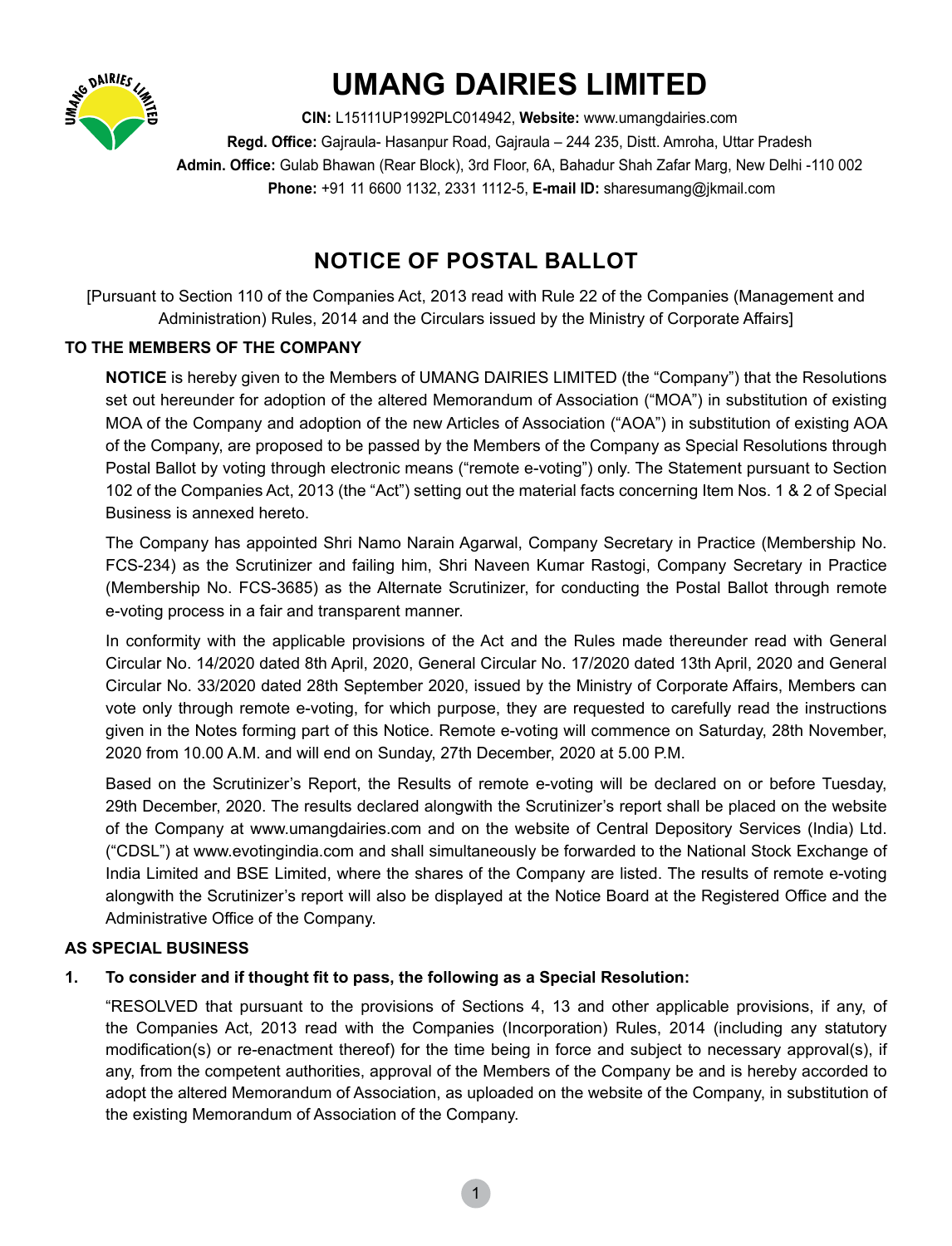# UMANG DAIRIES LIMITED

**CIN:** L15111UP1992PLC014942, **Website:** www.umangdairies.com
**Regd. Office:** Gajraula- Hasanpur Road, Gajraula – 244 235, Distt. Amroha, Uttar Pradesh
**Admin. Office:** Gulab Bhawan (Rear Block), 3rd Floor, 6A, Bahadur Shah Zafar Marg, New Delhi -110 002
**Phone:** +91 11 6600 1132, 2331 1112-5, **E-mail ID:** sharesumang@jkmail.com

## NOTICE OF POSTAL BALLOT

[Pursuant to Section 110 of the Companies Act, 2013 read with Rule 22 of the Companies (Management and Administration) Rules, 2014 and the Circulars issued by the Ministry of Corporate Affairs]

**TO THE MEMBERS OF THE COMPANY**

**NOTICE** is hereby given to the Members of UMANG DAIRIES LIMITED (the "Company") that the Resolutions set out hereunder for adoption of the altered Memorandum of Association ("MOA") in substitution of existing MOA of the Company and adoption of the new Articles of Association ("AOA") in substitution of existing AOA of the Company, are proposed to be passed by the Members of the Company as Special Resolutions through Postal Ballot by voting through electronic means ("remote e-voting") only. The Statement pursuant to Section 102 of the Companies Act, 2013 (the "Act") setting out the material facts concerning Item Nos. 1 & 2 of Special Business is annexed hereto.

The Company has appointed Shri Namo Narain Agarwal, Company Secretary in Practice (Membership No. FCS-234) as the Scrutinizer and failing him, Shri Naveen Kumar Rastogi, Company Secretary in Practice (Membership No. FCS-3685) as the Alternate Scrutinizer, for conducting the Postal Ballot through remote e-voting process in a fair and transparent manner.

In conformity with the applicable provisions of the Act and the Rules made thereunder read with General Circular No. 14/2020 dated 8th April, 2020, General Circular No. 17/2020 dated 13th April, 2020 and General Circular No. 33/2020 dated 28th September 2020, issued by the Ministry of Corporate Affairs, Members can vote only through remote e-voting, for which purpose, they are requested to carefully read the instructions given in the Notes forming part of this Notice. Remote e-voting will commence on Saturday, 28th November, 2020 from 10.00 A.M. and will end on Sunday, 27th December, 2020 at 5.00 P.M.

Based on the Scrutinizer's Report, the Results of remote e-voting will be declared on or before Tuesday, 29th December, 2020. The results declared alongwith the Scrutinizer's report shall be placed on the website of the Company at www.umangdairies.com and on the website of Central Depository Services (India) Ltd. ("CDSL") at www.evotingindia.com and shall simultaneously be forwarded to the National Stock Exchange of India Limited and BSE Limited, where the shares of the Company are listed. The results of remote e-voting alongwith the Scrutinizer's report will also be displayed at the Notice Board at the Registered Office and the Administrative Office of the Company.

**AS SPECIAL BUSINESS**

**1. To consider and if thought fit to pass, the following as a Special Resolution:**

"RESOLVED that pursuant to the provisions of Sections 4, 13 and other applicable provisions, if any, of the Companies Act, 2013 read with the Companies (Incorporation) Rules, 2014 (including any statutory modification(s) or re-enactment thereof) for the time being in force and subject to necessary approval(s), if any, from the competent authorities, approval of the Members of the Company be and is hereby accorded to adopt the altered Memorandum of Association, as uploaded on the website of the Company, in substitution of the existing Memorandum of Association of the Company.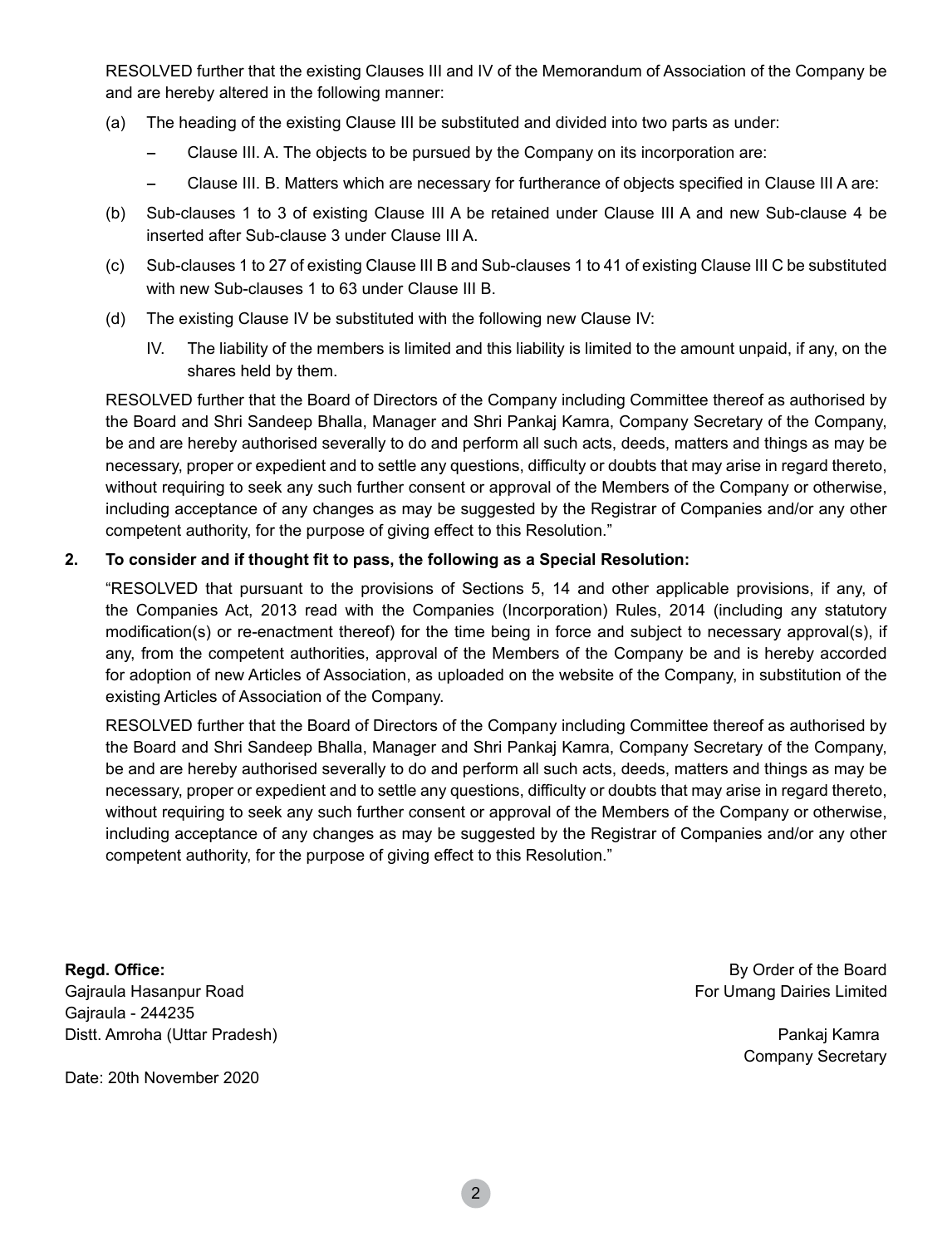RESOLVED further that the existing Clauses III and IV of the Memorandum of Association of the Company be and are hereby altered in the following manner:

(a) The heading of the existing Clause III be substituted and divided into two parts as under:

   – Clause III. A. The objects to be pursued by the Company on its incorporation are:

   – Clause III. B. Matters which are necessary for furtherance of objects specified in Clause III A are:

(b) Sub-clauses 1 to 3 of existing Clause III A be retained under Clause III A and new Sub-clause 4 be inserted after Sub-clause 3 under Clause III A.

(c) Sub-clauses 1 to 27 of existing Clause III B and Sub-clauses 1 to 41 of existing Clause III C be substituted with new Sub-clauses 1 to 63 under Clause III B.

(d) The existing Clause IV be substituted with the following new Clause IV:

   IV. The liability of the members is limited and this liability is limited to the amount unpaid, if any, on the shares held by them.

RESOLVED further that the Board of Directors of the Company including Committee thereof as authorised by the Board and Shri Sandeep Bhalla, Manager and Shri Pankaj Kamra, Company Secretary of the Company, be and are hereby authorised severally to do and perform all such acts, deeds, matters and things as may be necessary, proper or expedient and to settle any questions, difficulty or doubts that may arise in regard thereto, without requiring to seek any such further consent or approval of the Members of the Company or otherwise, including acceptance of any changes as may be suggested by the Registrar of Companies and/or any other competent authority, for the purpose of giving effect to this Resolution."

**2. To consider and if thought fit to pass, the following as a Special Resolution:**

"RESOLVED that pursuant to the provisions of Sections 5, 14 and other applicable provisions, if any, of the Companies Act, 2013 read with the Companies (Incorporation) Rules, 2014 (including any statutory modification(s) or re-enactment thereof) for the time being in force and subject to necessary approval(s), if any, from the competent authorities, approval of the Members of the Company be and is hereby accorded for adoption of new Articles of Association, as uploaded on the website of the Company, in substitution of the existing Articles of Association of the Company.

RESOLVED further that the Board of Directors of the Company including Committee thereof as authorised by the Board and Shri Sandeep Bhalla, Manager and Shri Pankaj Kamra, Company Secretary of the Company, be and are hereby authorised severally to do and perform all such acts, deeds, matters and things as may be necessary, proper or expedient and to settle any questions, difficulty or doubts that may arise in regard thereto, without requiring to seek any such further consent or approval of the Members of the Company or otherwise, including acceptance of any changes as may be suggested by the Registrar of Companies and/or any other competent authority, for the purpose of giving effect to this Resolution."

**Regd. Office:**
Gajraula Hasanpur Road
Gajraula - 244235
Distt. Amroha (Uttar Pradesh)

Date: 20th November 2020

By Order of the Board
For Umang Dairies Limited

Pankaj Kamra
Company Secretary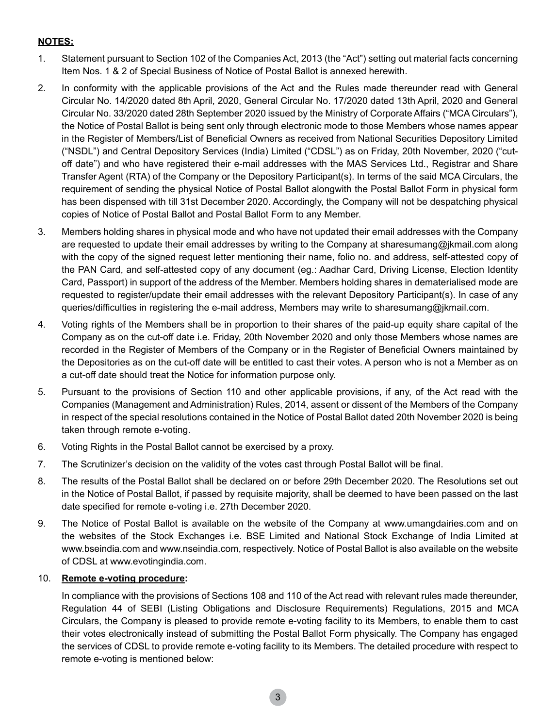**NOTES:**

1. Statement pursuant to Section 102 of the Companies Act, 2013 (the "Act") setting out material facts concerning Item Nos. 1 & 2 of Special Business of Notice of Postal Ballot is annexed herewith.

2. In conformity with the applicable provisions of the Act and the Rules made thereunder read with General Circular No. 14/2020 dated 8th April, 2020, General Circular No. 17/2020 dated 13th April, 2020 and General Circular No. 33/2020 dated 28th September 2020 issued by the Ministry of Corporate Affairs ("MCA Circulars"), the Notice of Postal Ballot is being sent only through electronic mode to those Members whose names appear in the Register of Members/List of Beneficial Owners as received from National Securities Depository Limited ("NSDL") and Central Depository Services (India) Limited ("CDSL") as on Friday, 20th November, 2020 ("cut-off date") and who have registered their e-mail addresses with the MAS Services Ltd., Registrar and Share Transfer Agent (RTA) of the Company or the Depository Participant(s). In terms of the said MCA Circulars, the requirement of sending the physical Notice of Postal Ballot alongwith the Postal Ballot Form in physical form has been dispensed with till 31st December 2020. Accordingly, the Company will not be despatching physical copies of Notice of Postal Ballot and Postal Ballot Form to any Member.

3. Members holding shares in physical mode and who have not updated their email addresses with the Company are requested to update their email addresses by writing to the Company at sharesumang@jkmail.com along with the copy of the signed request letter mentioning their name, folio no. and address, self-attested copy of the PAN Card, and self-attested copy of any document (eg.: Aadhar Card, Driving License, Election Identity Card, Passport) in support of the address of the Member. Members holding shares in dematerialised mode are requested to register/update their email addresses with the relevant Depository Participant(s). In case of any queries/difficulties in registering the e-mail address, Members may write to sharesumang@jkmail.com.

4. Voting rights of the Members shall be in proportion to their shares of the paid-up equity share capital of the Company as on the cut-off date i.e. Friday, 20th November 2020 and only those Members whose names are recorded in the Register of Members of the Company or in the Register of Beneficial Owners maintained by the Depositories as on the cut-off date will be entitled to cast their votes. A person who is not a Member as on a cut-off date should treat the Notice for information purpose only.

5. Pursuant to the provisions of Section 110 and other applicable provisions, if any, of the Act read with the Companies (Management and Administration) Rules, 2014, assent or dissent of the Members of the Company in respect of the special resolutions contained in the Notice of Postal Ballot dated 20th November 2020 is being taken through remote e-voting.

6. Voting Rights in the Postal Ballot cannot be exercised by a proxy.

7. The Scrutinizer's decision on the validity of the votes cast through Postal Ballot will be final.

8. The results of the Postal Ballot shall be declared on or before 29th December 2020. The Resolutions set out in the Notice of Postal Ballot, if passed by requisite majority, shall be deemed to have been passed on the last date specified for remote e-voting i.e. 27th December 2020.

9. The Notice of Postal Ballot is available on the website of the Company at www.umangdairies.com and on the websites of the Stock Exchanges i.e. BSE Limited and National Stock Exchange of India Limited at www.bseindia.com and www.nseindia.com, respectively. Notice of Postal Ballot is also available on the website of CDSL at www.evotingindia.com.

10. **Remote e-voting procedure:**

    In compliance with the provisions of Sections 108 and 110 of the Act read with relevant rules made thereunder, Regulation 44 of SEBI (Listing Obligations and Disclosure Requirements) Regulations, 2015 and MCA Circulars, the Company is pleased to provide remote e-voting facility to its Members, to enable them to cast their votes electronically instead of submitting the Postal Ballot Form physically. The Company has engaged the services of CDSL to provide remote e-voting facility to its Members. The detailed procedure with respect to remote e-voting is mentioned below: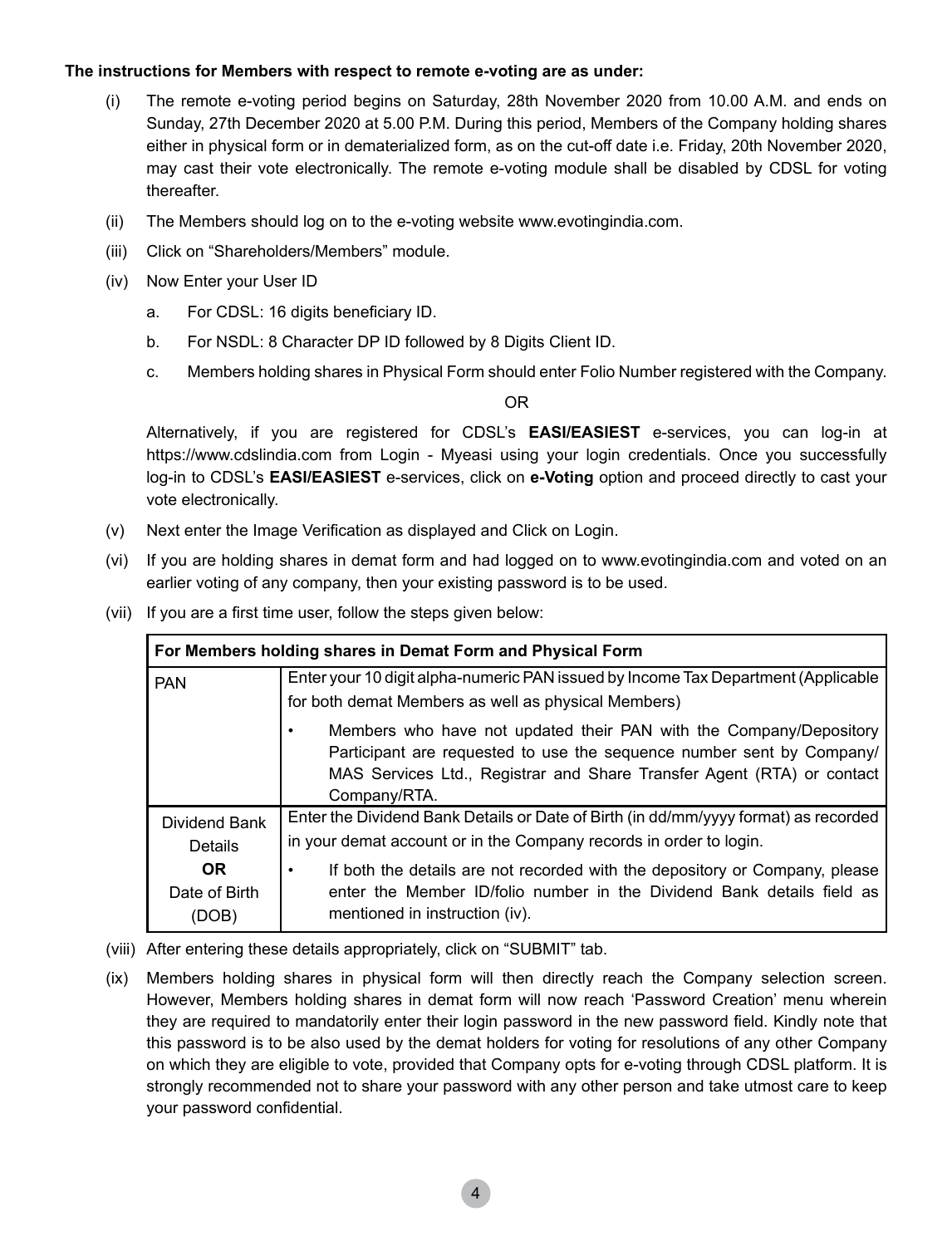**The instructions for Members with respect to remote e-voting are as under:**

(i) The remote e-voting period begins on Saturday, 28th November 2020 from 10.00 A.M. and ends on Sunday, 27th December 2020 at 5.00 P.M. During this period, Members of the Company holding shares either in physical form or in dematerialized form, as on the cut-off date i.e. Friday, 20th November 2020, may cast their vote electronically. The remote e-voting module shall be disabled by CDSL for voting thereafter.

(ii) The Members should log on to the e-voting website www.evotingindia.com.

(iii) Click on "Shareholders/Members" module.

(iv) Now Enter your User ID

  a. For CDSL: 16 digits beneficiary ID.

  b. For NSDL: 8 Character DP ID followed by 8 Digits Client ID.

  c. Members holding shares in Physical Form should enter Folio Number registered with the Company.

OR

Alternatively, if you are registered for CDSL's **EASI/EASIEST** e-services, you can log-in at https://www.cdslindia.com from Login - Myeasi using your login credentials. Once you successfully log-in to CDSL's **EASI/EASIEST** e-services, click on **e-Voting** option and proceed directly to cast your vote electronically.

(v) Next enter the Image Verification as displayed and Click on Login.

(vi) If you are holding shares in demat form and had logged on to www.evotingindia.com and voted on an earlier voting of any company, then your existing password is to be used.

(vii) If you are a first time user, follow the steps given below:

| **For Members holding shares in Demat Form and Physical Form** | |
|---|---|
| PAN | Enter your 10 digit alpha-numeric PAN issued by Income Tax Department (Applicable for both demat Members as well as physical Members)<br>• Members who have not updated their PAN with the Company/Depository Participant are requested to use the sequence number sent by Company/ MAS Services Ltd., Registrar and Share Transfer Agent (RTA) or contact Company/RTA. |
| Dividend Bank Details **OR** Date of Birth (DOB) | Enter the Dividend Bank Details or Date of Birth (in dd/mm/yyyy format) as recorded in your demat account or in the Company records in order to login.<br>• If both the details are not recorded with the depository or Company, please enter the Member ID/folio number in the Dividend Bank details field as mentioned in instruction (iv). |

(viii) After entering these details appropriately, click on "SUBMIT" tab.

(ix) Members holding shares in physical form will then directly reach the Company selection screen. However, Members holding shares in demat form will now reach 'Password Creation' menu wherein they are required to mandatorily enter their login password in the new password field. Kindly note that this password is to be also used by the demat holders for voting for resolutions of any other Company on which they are eligible to vote, provided that Company opts for e-voting through CDSL platform. It is strongly recommended not to share your password with any other person and take utmost care to keep your password confidential.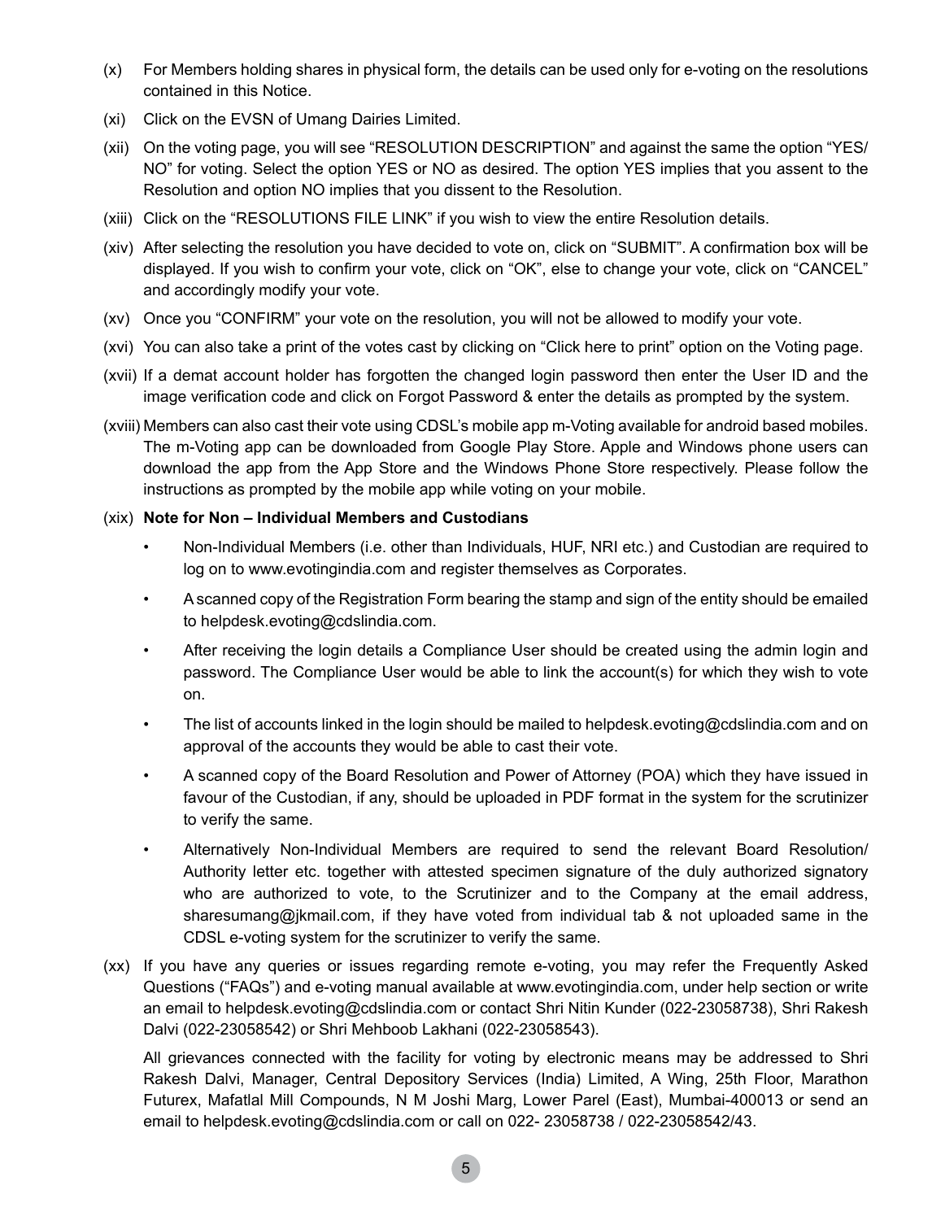(x) For Members holding shares in physical form, the details can be used only for e-voting on the resolutions contained in this Notice.

(xi) Click on the EVSN of Umang Dairies Limited.

(xii) On the voting page, you will see "RESOLUTION DESCRIPTION" and against the same the option "YES/ NO" for voting. Select the option YES or NO as desired. The option YES implies that you assent to the Resolution and option NO implies that you dissent to the Resolution.

(xiii) Click on the "RESOLUTIONS FILE LINK" if you wish to view the entire Resolution details.

(xiv) After selecting the resolution you have decided to vote on, click on "SUBMIT". A confirmation box will be displayed. If you wish to confirm your vote, click on "OK", else to change your vote, click on "CANCEL" and accordingly modify your vote.

(xv) Once you "CONFIRM" your vote on the resolution, you will not be allowed to modify your vote.

(xvi) You can also take a print of the votes cast by clicking on "Click here to print" option on the Voting page.

(xvii) If a demat account holder has forgotten the changed login password then enter the User ID and the image verification code and click on Forgot Password & enter the details as prompted by the system.

(xviii) Members can also cast their vote using CDSL's mobile app m-Voting available for android based mobiles. The m-Voting app can be downloaded from Google Play Store. Apple and Windows phone users can download the app from the App Store and the Windows Phone Store respectively. Please follow the instructions as prompted by the mobile app while voting on your mobile.

(xix) **Note for Non – Individual Members and Custodians**

- Non-Individual Members (i.e. other than Individuals, HUF, NRI etc.) and Custodian are required to log on to www.evotingindia.com and register themselves as Corporates.
- A scanned copy of the Registration Form bearing the stamp and sign of the entity should be emailed to helpdesk.evoting@cdslindia.com.
- After receiving the login details a Compliance User should be created using the admin login and password. The Compliance User would be able to link the account(s) for which they wish to vote on.
- The list of accounts linked in the login should be mailed to helpdesk.evoting@cdslindia.com and on approval of the accounts they would be able to cast their vote.
- A scanned copy of the Board Resolution and Power of Attorney (POA) which they have issued in favour of the Custodian, if any, should be uploaded in PDF format in the system for the scrutinizer to verify the same.
- Alternatively Non-Individual Members are required to send the relevant Board Resolution/ Authority letter etc. together with attested specimen signature of the duly authorized signatory who are authorized to vote, to the Scrutinizer and to the Company at the email address, sharesumang@jkmail.com, if they have voted from individual tab & not uploaded same in the CDSL e-voting system for the scrutinizer to verify the same.

(xx) If you have any queries or issues regarding remote e-voting, you may refer the Frequently Asked Questions ("FAQs") and e-voting manual available at www.evotingindia.com, under help section or write an email to helpdesk.evoting@cdslindia.com or contact Shri Nitin Kunder (022-23058738), Shri Rakesh Dalvi (022-23058542) or Shri Mehboob Lakhani (022-23058543).

All grievances connected with the facility for voting by electronic means may be addressed to Shri Rakesh Dalvi, Manager, Central Depository Services (India) Limited, A Wing, 25th Floor, Marathon Futurex, Mafatlal Mill Compounds, N M Joshi Marg, Lower Parel (East), Mumbai-400013 or send an email to helpdesk.evoting@cdslindia.com or call on 022- 23058738 / 022-23058542/43.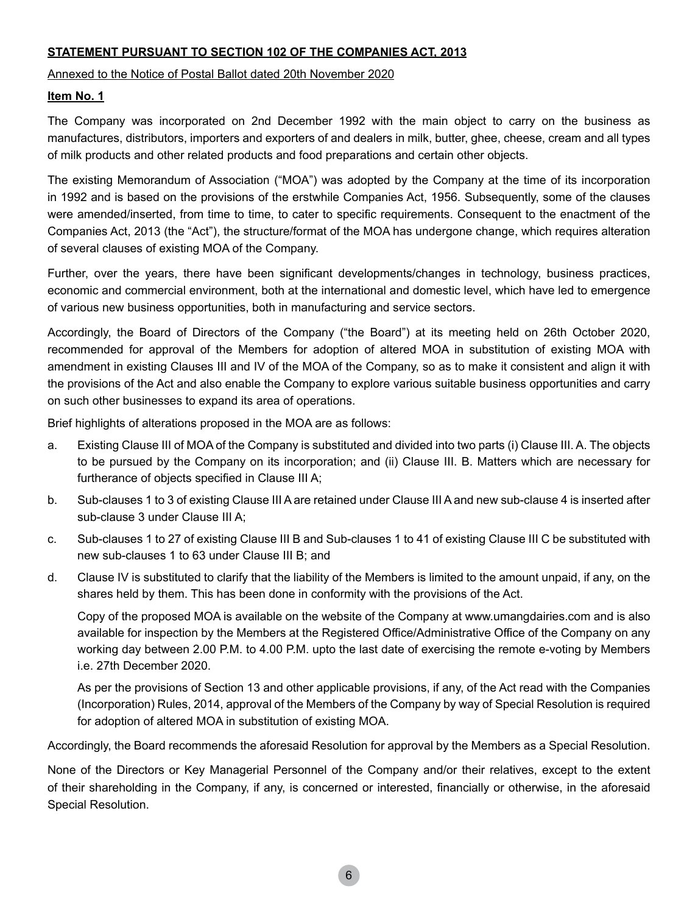**STATEMENT PURSUANT TO SECTION 102 OF THE COMPANIES ACT, 2013**

Annexed to the Notice of Postal Ballot dated 20th November 2020

**Item No. 1**

The Company was incorporated on 2nd December 1992 with the main object to carry on the business as manufactures, distributors, importers and exporters of and dealers in milk, butter, ghee, cheese, cream and all types of milk products and other related products and food preparations and certain other objects.

The existing Memorandum of Association ("MOA") was adopted by the Company at the time of its incorporation in 1992 and is based on the provisions of the erstwhile Companies Act, 1956. Subsequently, some of the clauses were amended/inserted, from time to time, to cater to specific requirements. Consequent to the enactment of the Companies Act, 2013 (the "Act"), the structure/format of the MOA has undergone change, which requires alteration of several clauses of existing MOA of the Company.

Further, over the years, there have been significant developments/changes in technology, business practices, economic and commercial environment, both at the international and domestic level, which have led to emergence of various new business opportunities, both in manufacturing and service sectors.

Accordingly, the Board of Directors of the Company ("the Board") at its meeting held on 26th October 2020, recommended for approval of the Members for adoption of altered MOA in substitution of existing MOA with amendment in existing Clauses III and IV of the MOA of the Company, so as to make it consistent and align it with the provisions of the Act and also enable the Company to explore various suitable business opportunities and carry on such other businesses to expand its area of operations.

Brief highlights of alterations proposed in the MOA are as follows:

a. Existing Clause III of MOA of the Company is substituted and divided into two parts (i) Clause III. A. The objects to be pursued by the Company on its incorporation; and (ii) Clause III. B. Matters which are necessary for furtherance of objects specified in Clause III A;

b. Sub-clauses 1 to 3 of existing Clause III A are retained under Clause III A and new sub-clause 4 is inserted after sub-clause 3 under Clause III A;

c. Sub-clauses 1 to 27 of existing Clause III B and Sub-clauses 1 to 41 of existing Clause III C be substituted with new sub-clauses 1 to 63 under Clause III B; and

d. Clause IV is substituted to clarify that the liability of the Members is limited to the amount unpaid, if any, on the shares held by them. This has been done in conformity with the provisions of the Act.

   Copy of the proposed MOA is available on the website of the Company at www.umangdairies.com and is also available for inspection by the Members at the Registered Office/Administrative Office of the Company on any working day between 2.00 P.M. to 4.00 P.M. upto the last date of exercising the remote e-voting by Members i.e. 27th December 2020.

   As per the provisions of Section 13 and other applicable provisions, if any, of the Act read with the Companies (Incorporation) Rules, 2014, approval of the Members of the Company by way of Special Resolution is required for adoption of altered MOA in substitution of existing MOA.

Accordingly, the Board recommends the aforesaid Resolution for approval by the Members as a Special Resolution.

None of the Directors or Key Managerial Personnel of the Company and/or their relatives, except to the extent of their shareholding in the Company, if any, is concerned or interested, financially or otherwise, in the aforesaid Special Resolution.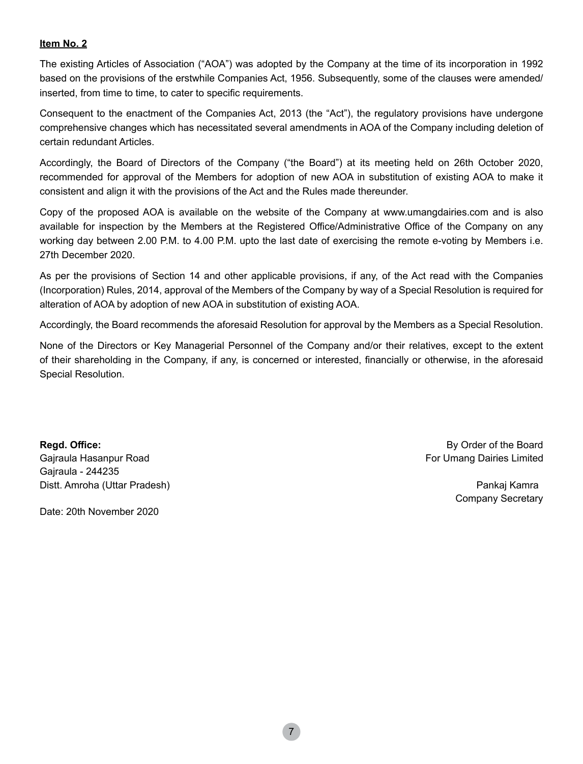**Item No. 2**

The existing Articles of Association ("AOA") was adopted by the Company at the time of its incorporation in 1992 based on the provisions of the erstwhile Companies Act, 1956. Subsequently, some of the clauses were amended/ inserted, from time to time, to cater to specific requirements.

Consequent to the enactment of the Companies Act, 2013 (the "Act"), the regulatory provisions have undergone comprehensive changes which has necessitated several amendments in AOA of the Company including deletion of certain redundant Articles.

Accordingly, the Board of Directors of the Company ("the Board") at its meeting held on 26th October 2020, recommended for approval of the Members for adoption of new AOA in substitution of existing AOA to make it consistent and align it with the provisions of the Act and the Rules made thereunder.

Copy of the proposed AOA is available on the website of the Company at www.umangdairies.com and is also available for inspection by the Members at the Registered Office/Administrative Office of the Company on any working day between 2.00 P.M. to 4.00 P.M. upto the last date of exercising the remote e-voting by Members i.e. 27th December 2020.

As per the provisions of Section 14 and other applicable provisions, if any, of the Act read with the Companies (Incorporation) Rules, 2014, approval of the Members of the Company by way of a Special Resolution is required for alteration of AOA by adoption of new AOA in substitution of existing AOA.

Accordingly, the Board recommends the aforesaid Resolution for approval by the Members as a Special Resolution.

None of the Directors or Key Managerial Personnel of the Company and/or their relatives, except to the extent of their shareholding in the Company, if any, is concerned or interested, financially or otherwise, in the aforesaid Special Resolution.

**Regd. Office:**
Gajraula Hasanpur Road
Gajraula - 244235
Distt. Amroha (Uttar Pradesh)

Date: 20th November 2020

By Order of the Board
For Umang Dairies Limited

Pankaj Kamra
Company Secretary